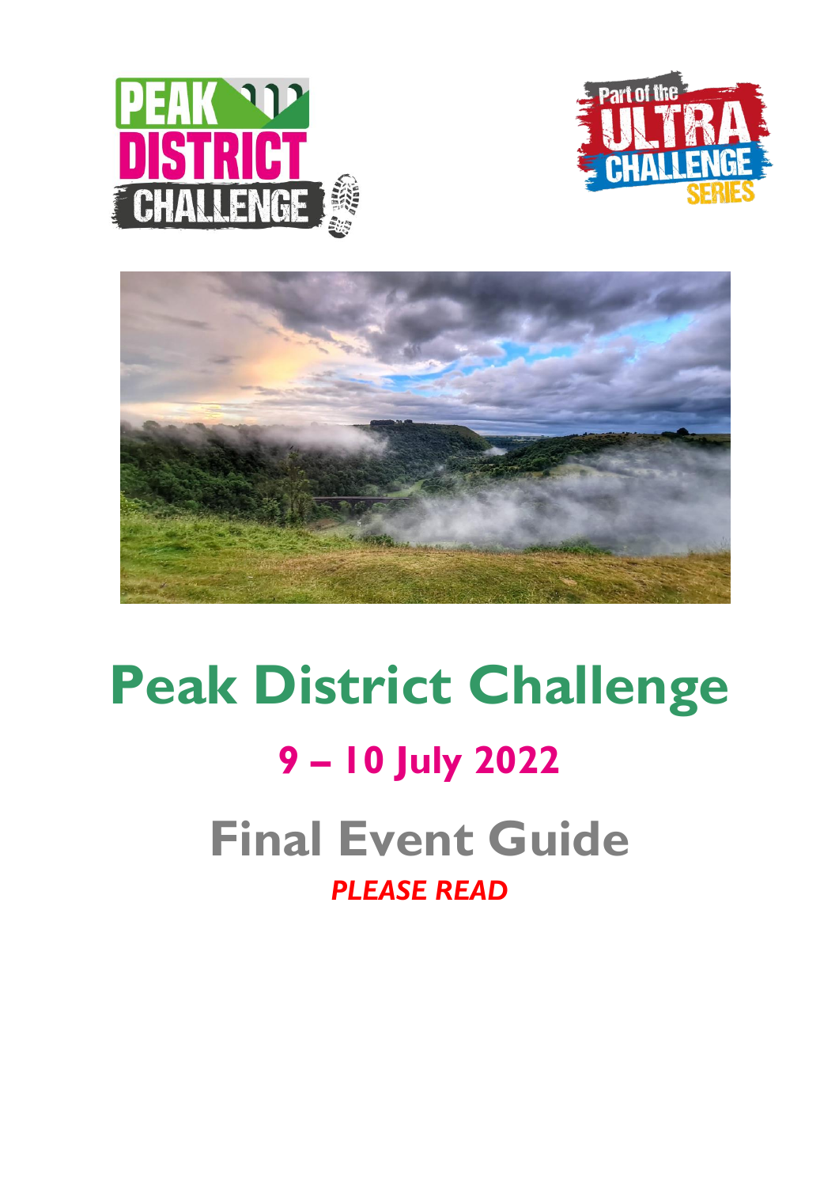# Peak District Challenge

## 9 – 10 July 2022

# Final Event Guide

*PLEASE READ*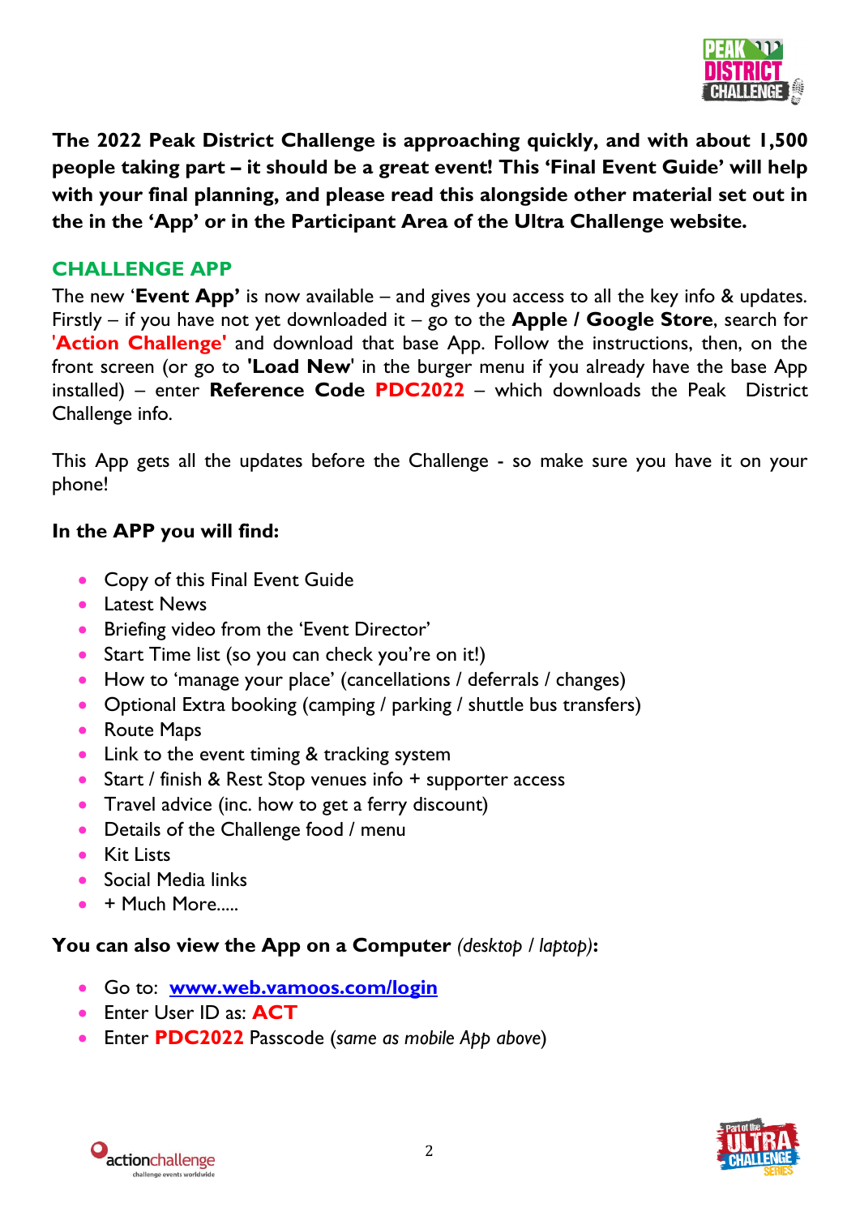**The 2022 Peak District Challenge is approaching quickly, and with about 1,500 people taking part – it should be a great event! This 'Final Event Guide' will help with your final planning, and please read this alongside other material set out in the in the 'App' or in the Participant Area of the Ultra Challenge website.**

## CHALLENGE APP

The new '**Event App'** is now available – and gives you access to all the key info & updates. Firstly – if you have not yet downloaded it – go to the **Apple / Google Store**, search for **'Action Challenge'** and download that base App. Follow the instructions, then, on the front screen (or go to **'Load New**' in the burger menu if you already have the base App installed) – enter **Reference Code PDC2022** – which downloads the Peak District Challenge info.

This App gets all the updates before the Challenge - so make sure you have it on your phone!

**In the APP you will find:**

- Copy of this Final Event Guide
- Latest News
- Briefing video from the 'Event Director'
- Start Time list (so you can check you're on it!)
- How to 'manage your place' (cancellations / deferrals / changes)
- Optional Extra booking (camping / parking / shuttle bus transfers)
- Route Maps
- Link to the event timing & tracking system
- Start / finish & Rest Stop venues info + supporter access
- Travel advice (inc. how to get a ferry discount)
- Details of the Challenge food / menu
- Kit Lists
- Social Media links
- \+ Much More.....

**You can also view the App on a Computer** *(desktop / laptop)***:**

- Go to: **[www.web.vamoos.com/login](www.web.vamoos.com/login)**
- Enter User ID as: **ACT**
- Enter **PDC2022** Passcode (*same as mobile App above*)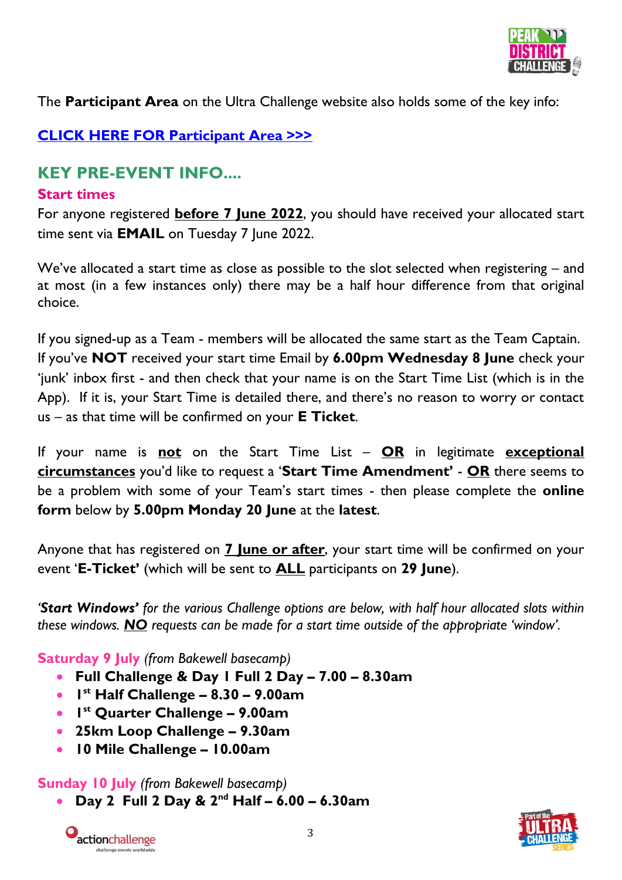The **Participant Area** on the Ultra Challenge website also holds some of the key info:

**CLICK HERE FOR Participant Area >>>**

## KEY PRE-EVENT INFO....

### Start times

For anyone registered **before 7 June 2022**, you should have received your allocated start time sent via **EMAIL** on Tuesday 7 June 2022.

We've allocated a start time as close as possible to the slot selected when registering – and at most (in a few instances only) there may be a half hour difference from that original choice.

If you signed-up as a Team - members will be allocated the same start as the Team Captain. If you've **NOT** received your start time Email by **6.00pm Wednesday 8 June** check your 'junk' inbox first - and then check that your name is on the Start Time List (which is in the App). If it is, your Start Time is detailed there, and there's no reason to worry or contact us – as that time will be confirmed on your **E Ticket**.

If your name is **not** on the Start Time List – **OR** in legitimate **exceptional circumstances** you'd like to request a '**Start Time Amendment'** - **OR** there seems to be a problem with some of your Team's start times - then please complete the **online form** below by **5.00pm Monday 20 June** at the **latest**.

Anyone that has registered on **7 June or after**, your start time will be confirmed on your event '**E-Ticket'** (which will be sent to **ALL** participants on **29 June**).

*'**Start Windows'** for the various Challenge options are below, with half hour allocated slots within these windows. **NO** requests can be made for a start time outside of the appropriate 'window'.*

**Saturday 9 July** *(from Bakewell basecamp)*

- **Full Challenge & Day 1 Full 2 Day – 7.00 – 8.30am**
- **1st Half Challenge – 8.30 – 9.00am**
- **1st Quarter Challenge – 9.00am**
- **25km Loop Challenge – 9.30am**
- **10 Mile Challenge – 10.00am**

**Sunday 10 July** *(from Bakewell basecamp)*

- **Day 2 Full 2 Day & 2nd Half – 6.00 – 6.30am**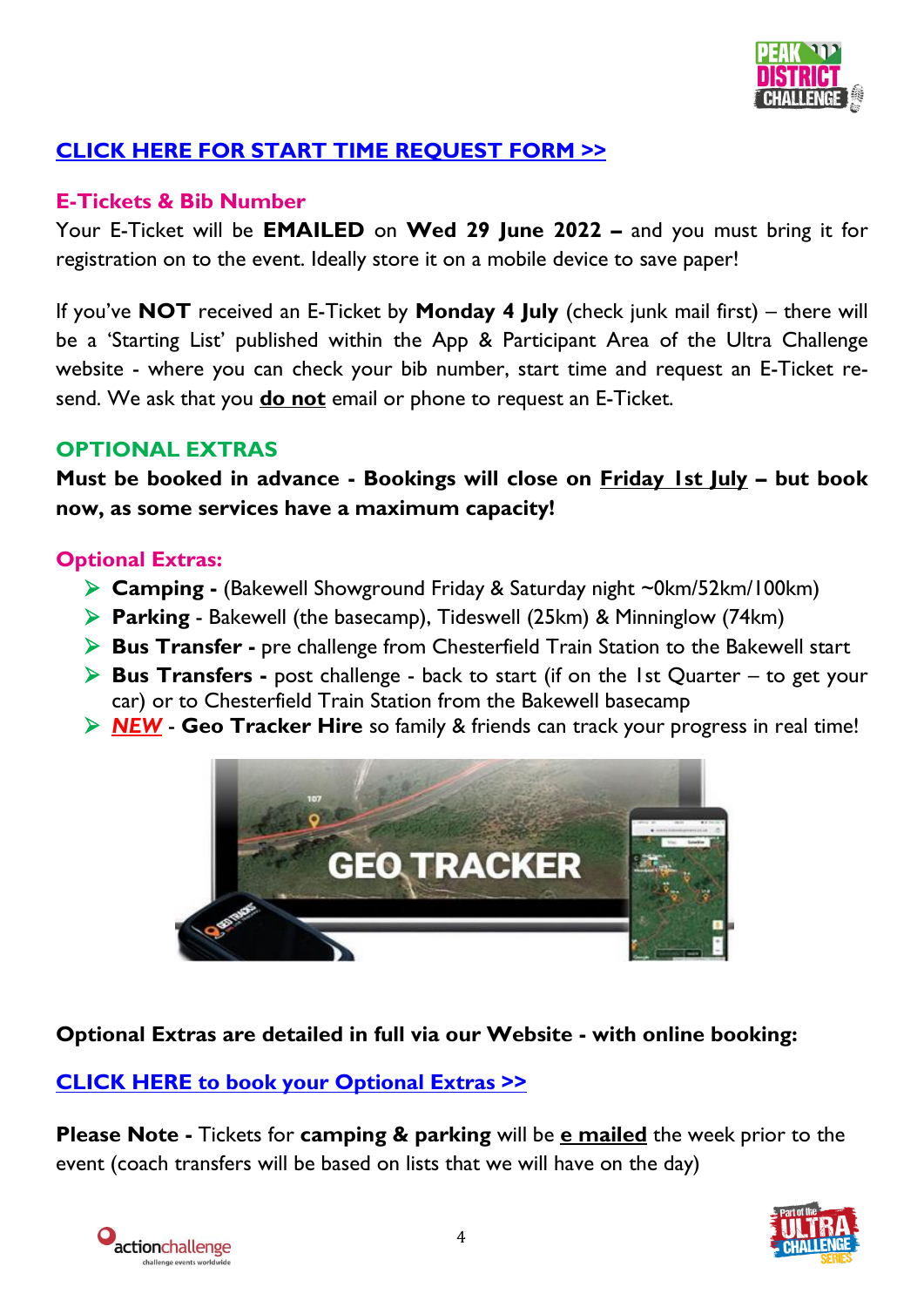**CLICK HERE FOR START TIME REQUEST FORM >>**

## E-Tickets & Bib Number

Your E-Ticket will be **EMAILED** on **Wed 29 June 2022 –** and you must bring it for registration on to the event. Ideally store it on a mobile device to save paper!

If you've **NOT** received an E-Ticket by **Monday 4 July** (check junk mail first) – there will be a 'Starting List' published within the App & Participant Area of the Ultra Challenge website - where you can check your bib number, start time and request an E-Ticket re-send. We ask that you **do not** email or phone to request an E-Ticket.

## OPTIONAL EXTRAS

**Must be booked in advance - Bookings will close on Friday 1st July – but book now, as some services have a maximum capacity!**

### Optional Extras:

- **Camping -** (Bakewell Showground Friday & Saturday night ~0km/52km/100km)
- **Parking** - Bakewell (the basecamp), Tideswell (25km) & Minninglow (74km)
- **Bus Transfer -** pre challenge from Chesterfield Train Station to the Bakewell start
- **Bus Transfers -** post challenge - back to start (if on the 1st Quarter – to get your car) or to Chesterfield Train Station from the Bakewell basecamp
- ***NEW*** - **Geo Tracker Hire** so family & friends can track your progress in real time!

**Optional Extras are detailed in full via our Website - with online booking:**

**CLICK HERE to book your Optional Extras >>**

**Please Note -** Tickets for **camping & parking** will be **e mailed** the week prior to the event (coach transfers will be based on lists that we will have on the day)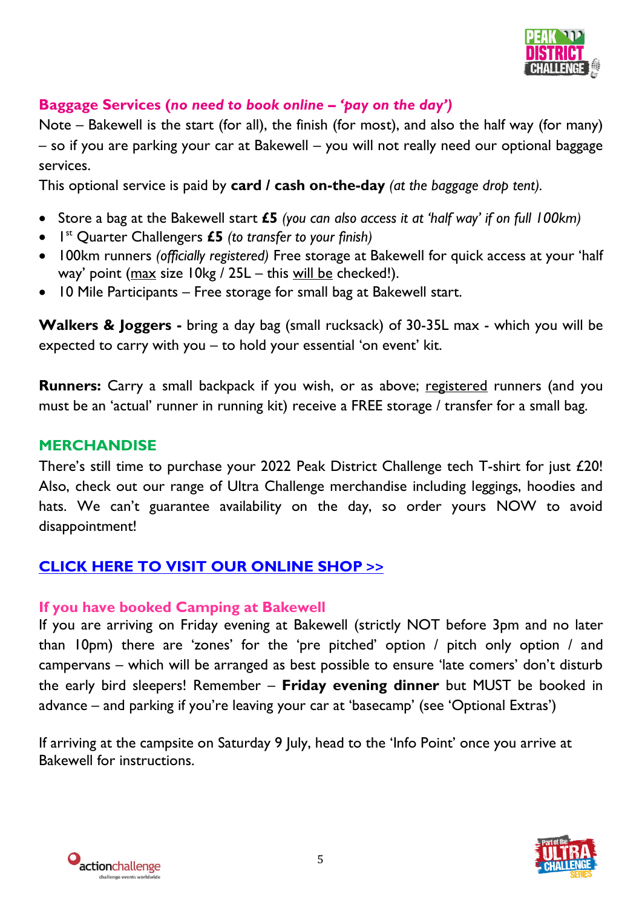## Baggage Services (*no need to book online – 'pay on the day'*)

Note – Bakewell is the start (for all), the finish (for most), and also the half way (for many) – so if you are parking your car at Bakewell – you will not really need our optional baggage services.

This optional service is paid by **card / cash on-the-day** *(at the baggage drop tent).*

- Store a bag at the Bakewell start **£5** *(you can also access it at 'half way' if on full 100km)*
- 1st Quarter Challengers **£5** *(to transfer to your finish)*
- 100km runners *(officially registered)* Free storage at Bakewell for quick access at your 'half way' point (max size 10kg / 25L – this will be checked!).
- 10 Mile Participants – Free storage for small bag at Bakewell start.

**Walkers & Joggers -** bring a day bag (small rucksack) of 30-35L max - which you will be expected to carry with you – to hold your essential 'on event' kit.

**Runners:** Carry a small backpack if you wish, or as above; registered runners (and you must be an 'actual' runner in running kit) receive a FREE storage / transfer for a small bag.

## MERCHANDISE

There's still time to purchase your 2022 Peak District Challenge tech T-shirt for just £20! Also, check out our range of Ultra Challenge merchandise including leggings, hoodies and hats. We can't guarantee availability on the day, so order yours NOW to avoid disappointment!

**CLICK HERE TO VISIT OUR ONLINE SHOP >>**

## If you have booked Camping at Bakewell

If you are arriving on Friday evening at Bakewell (strictly NOT before 3pm and no later than 10pm) there are 'zones' for the 'pre pitched' option / pitch only option / and campervans – which will be arranged as best possible to ensure 'late comers' don't disturb the early bird sleepers! Remember – **Friday evening dinner** but MUST be booked in advance – and parking if you're leaving your car at 'basecamp' (see 'Optional Extras')

If arriving at the campsite on Saturday 9 July, head to the 'Info Point' once you arrive at Bakewell for instructions.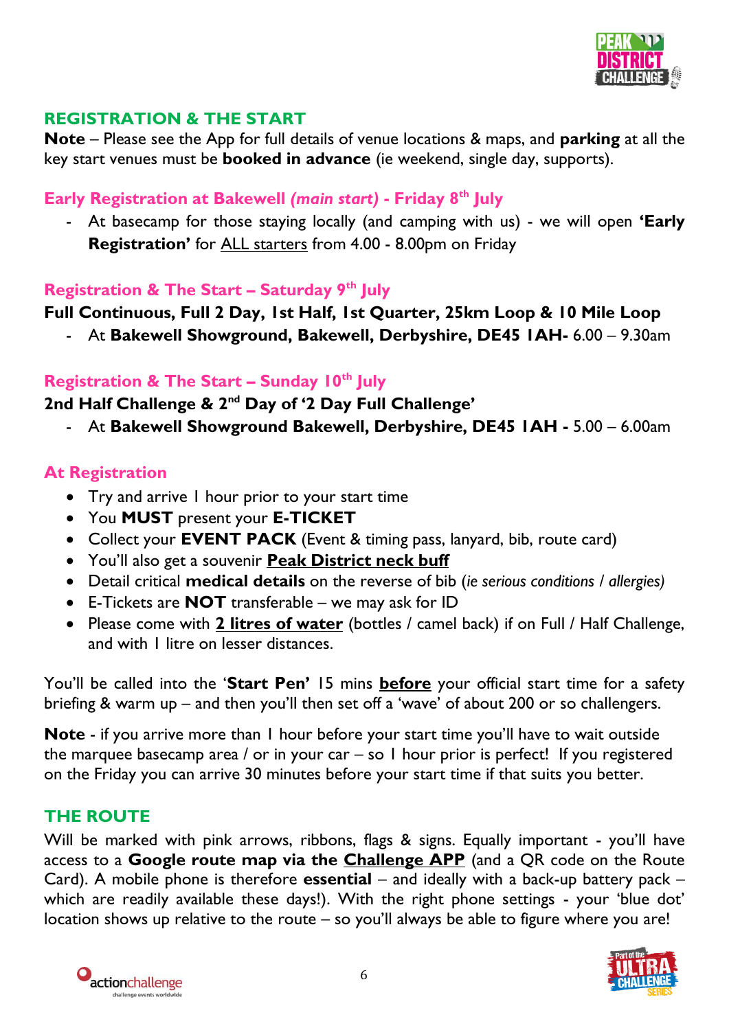## REGISTRATION & THE START

**Note** – Please see the App for full details of venue locations & maps, and **parking** at all the key start venues must be **booked in advance** (ie weekend, single day, supports).

### Early Registration at Bakewell *(main start)* - Friday 8th July

- At basecamp for those staying locally (and camping with us) - we will open **'Early Registration'** for ALL starters from 4.00 - 8.00pm on Friday

### Registration & The Start – Saturday 9th July

**Full Continuous, Full 2 Day, 1st Half, 1st Quarter, 25km Loop & 10 Mile Loop**

- At **Bakewell Showground, Bakewell, Derbyshire, DE45 1AH-** 6.00 – 9.30am

### Registration & The Start – Sunday 10th July

**2nd Half Challenge & 2nd Day of '2 Day Full Challenge'**

- At **Bakewell Showground Bakewell, Derbyshire, DE45 1AH -** 5.00 – 6.00am

### At Registration

- Try and arrive 1 hour prior to your start time
- You **MUST** present your **E-TICKET**
- Collect your **EVENT PACK** (Event & timing pass, lanyard, bib, route card)
- You'll also get a souvenir **Peak District neck buff**
- Detail critical **medical details** on the reverse of bib (*ie serious conditions / allergies)*
- E-Tickets are **NOT** transferable – we may ask for ID
- Please come with **2 litres of water** (bottles / camel back) if on Full / Half Challenge, and with 1 litre on lesser distances.

You'll be called into the '**Start Pen'** 15 mins **before** your official start time for a safety briefing & warm up – and then you'll then set off a 'wave' of about 200 or so challengers.

**Note** - if you arrive more than 1 hour before your start time you'll have to wait outside the marquee basecamp area / or in your car – so 1 hour prior is perfect! If you registered on the Friday you can arrive 30 minutes before your start time if that suits you better.

## THE ROUTE

Will be marked with pink arrows, ribbons, flags & signs. Equally important - you'll have access to a **Google route map via the Challenge APP** (and a QR code on the Route Card). A mobile phone is therefore **essential** – and ideally with a back-up battery pack – which are readily available these days!). With the right phone settings - your 'blue dot' location shows up relative to the route – so you'll always be able to figure where you are!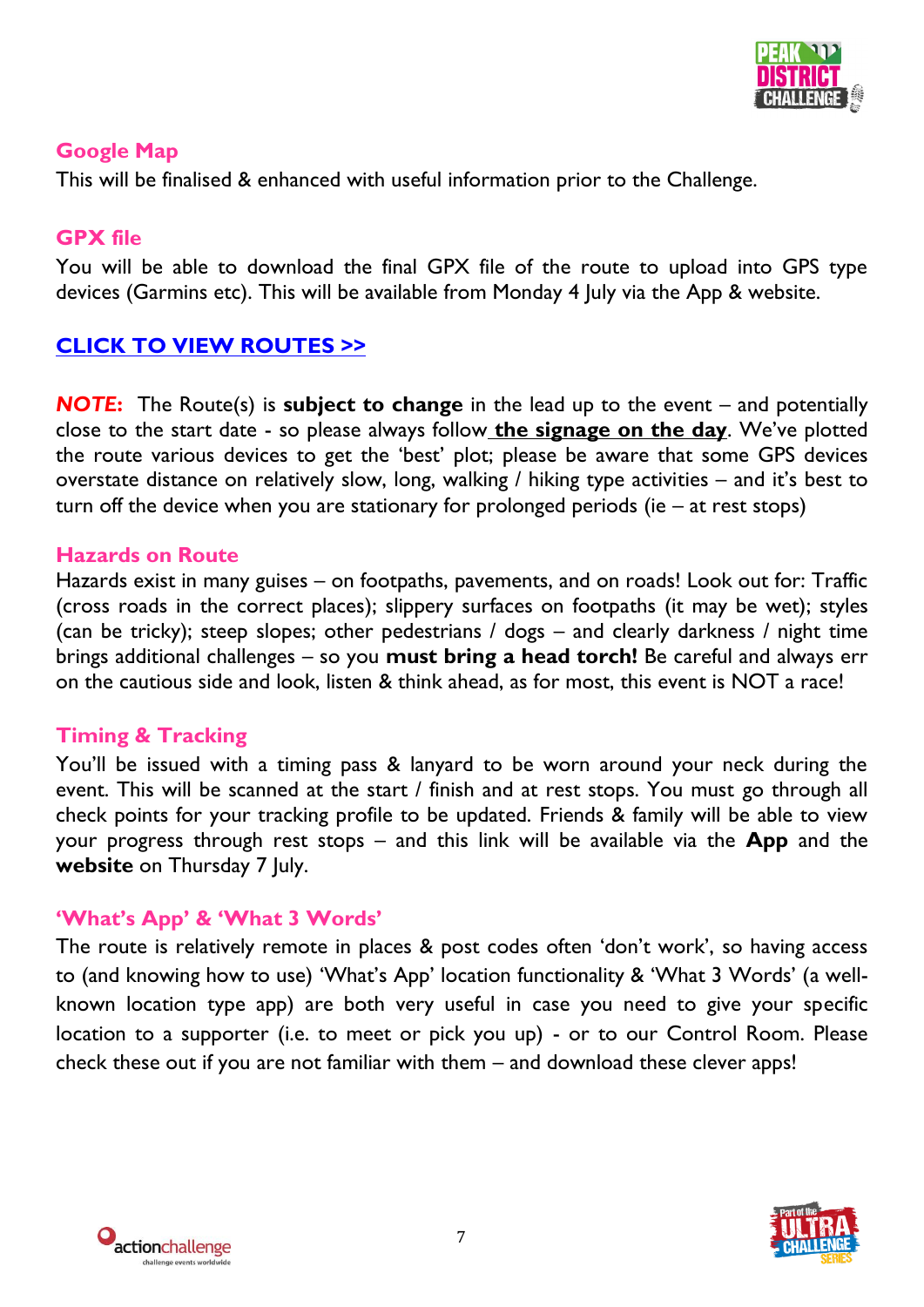## Google Map

This will be finalised & enhanced with useful information prior to the Challenge.

## GPX file

You will be able to download the final GPX file of the route to upload into GPS type devices (Garmins etc). This will be available from Monday 4 July via the App & website.

**CLICK TO VIEW ROUTES >>**

***NOTE:*** The Route(s) is **subject to change** in the lead up to the event – and potentially close to the start date - so please always follow **the signage on the day**. We've plotted the route various devices to get the 'best' plot; please be aware that some GPS devices overstate distance on relatively slow, long, walking / hiking type activities – and it's best to turn off the device when you are stationary for prolonged periods (ie – at rest stops)

## Hazards on Route

Hazards exist in many guises – on footpaths, pavements, and on roads! Look out for: Traffic (cross roads in the correct places); slippery surfaces on footpaths (it may be wet); styles (can be tricky); steep slopes; other pedestrians / dogs – and clearly darkness / night time brings additional challenges – so you **must bring a head torch!** Be careful and always err on the cautious side and look, listen & think ahead, as for most, this event is NOT a race!

## Timing & Tracking

You'll be issued with a timing pass & lanyard to be worn around your neck during the event. This will be scanned at the start / finish and at rest stops. You must go through all check points for your tracking profile to be updated. Friends & family will be able to view your progress through rest stops – and this link will be available via the **App** and the **website** on Thursday 7 July.

## 'What's App' & 'What 3 Words'

The route is relatively remote in places & post codes often 'don't work', so having access to (and knowing how to use) 'What's App' location functionality & 'What 3 Words' (a well-known location type app) are both very useful in case you need to give your specific location to a supporter (i.e. to meet or pick you up) - or to our Control Room. Please check these out if you are not familiar with them – and download these clever apps!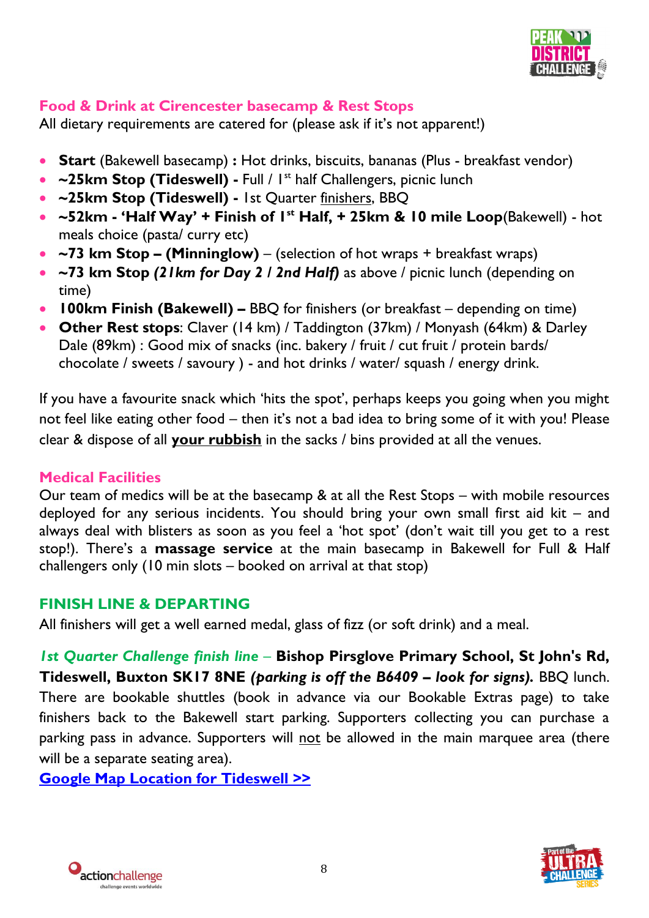## Food & Drink at Cirencester basecamp & Rest Stops

All dietary requirements are catered for (please ask if it's not apparent!)

- **Start** (Bakewell basecamp) **:** Hot drinks, biscuits, bananas (Plus - breakfast vendor)
- **~25km Stop (Tideswell) -** Full / 1st half Challengers, picnic lunch
- **~25km Stop (Tideswell) -** 1st Quarter finishers, BBQ
- **~52km - 'Half Way' + Finish of 1st Half, + 25km & 10 mile Loop**(Bakewell) - hot meals choice (pasta/ curry etc)
- **~73 km Stop – (Minninglow)** – (selection of hot wraps + breakfast wraps)
- **~73 km Stop *(21km for Day 2 / 2nd Half)*** as above / picnic lunch (depending on time)
- **100km Finish (Bakewell) –** BBQ for finishers (or breakfast – depending on time)
- **Other Rest stops**: Claver (14 km) / Taddington (37km) / Monyash (64km) & Darley Dale (89km) : Good mix of snacks (inc. bakery / fruit / cut fruit / protein bards/ chocolate / sweets / savoury ) - and hot drinks / water/ squash / energy drink.

If you have a favourite snack which 'hits the spot', perhaps keeps you going when you might not feel like eating other food – then it's not a bad idea to bring some of it with you! Please clear & dispose of all **your rubbish** in the sacks / bins provided at all the venues.

## Medical Facilities

Our team of medics will be at the basecamp & at all the Rest Stops – with mobile resources deployed for any serious incidents. You should bring your own small first aid kit – and always deal with blisters as soon as you feel a 'hot spot' (don't wait till you get to a rest stop!). There's a **massage service** at the main basecamp in Bakewell for Full & Half challengers only (10 min slots – booked on arrival at that stop)

## FINISH LINE & DEPARTING

All finishers will get a well earned medal, glass of fizz (or soft drink) and a meal.

*1st Quarter Challenge finish line* – **Bishop Pirsglove Primary School, St John's Rd, Tideswell, Buxton SK17 8NE *(parking is off the B6409 – look for signs).*** BBQ lunch. There are bookable shuttles (book in advance via our Bookable Extras page) to take finishers back to the Bakewell start parking. Supporters collecting you can purchase a parking pass in advance. Supporters will not be allowed in the main marquee area (there will be a separate seating area).

Google Map Location for Tideswell >>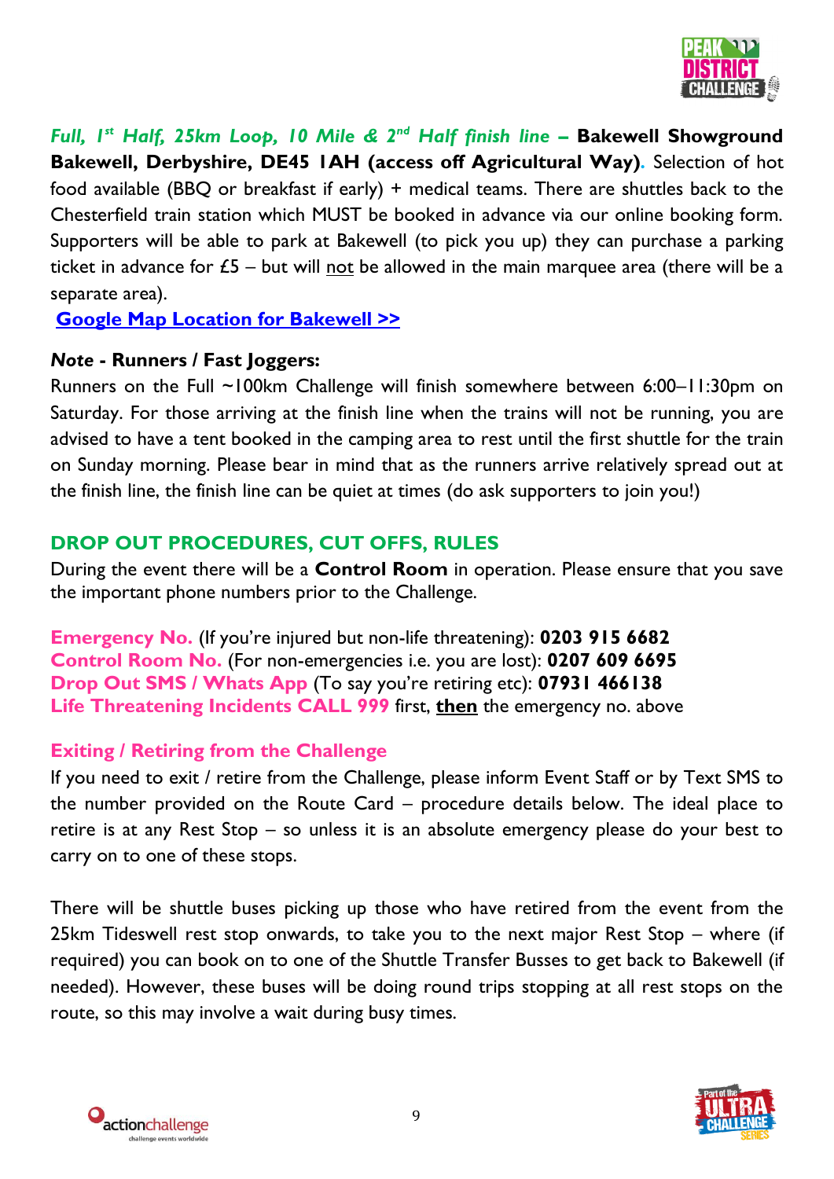***Full, 1st Half, 25km Loop, 10 Mile & 2nd Half finish line –*** **Bakewell Showground Bakewell, Derbyshire, DE45 1AH (access off Agricultural Way).** Selection of hot food available (BBQ or breakfast if early) + medical teams. There are shuttles back to the Chesterfield train station which MUST be booked in advance via our online booking form. Supporters will be able to park at Bakewell (to pick you up) they can purchase a parking ticket in advance for £5 – but will not be allowed in the main marquee area (there will be a separate area).

**Google Map Location for Bakewell >>**

***Note*** **- Runners / Fast Joggers:**

Runners on the Full ~100km Challenge will finish somewhere between 6:00–11:30pm on Saturday. For those arriving at the finish line when the trains will not be running, you are advised to have a tent booked in the camping area to rest until the first shuttle for the train on Sunday morning. Please bear in mind that as the runners arrive relatively spread out at the finish line, the finish line can be quiet at times (do ask supporters to join you!)

## DROP OUT PROCEDURES, CUT OFFS, RULES

During the event there will be a **Control Room** in operation. Please ensure that you save the important phone numbers prior to the Challenge.

**Emergency No.** (If you're injured but non-life threatening): **0203 915 6682**
**Control Room No.** (For non-emergencies i.e. you are lost): **0207 609 6695**
**Drop Out SMS / Whats App** (To say you're retiring etc): **07931 466138**
**Life Threatening Incidents CALL 999** first, **then** the emergency no. above

### Exiting / Retiring from the Challenge

If you need to exit / retire from the Challenge, please inform Event Staff or by Text SMS to the number provided on the Route Card – procedure details below. The ideal place to retire is at any Rest Stop – so unless it is an absolute emergency please do your best to carry on to one of these stops.

There will be shuttle buses picking up those who have retired from the event from the 25km Tideswell rest stop onwards, to take you to the next major Rest Stop – where (if required) you can book on to one of the Shuttle Transfer Busses to get back to Bakewell (if needed). However, these buses will be doing round trips stopping at all rest stops on the route, so this may involve a wait during busy times.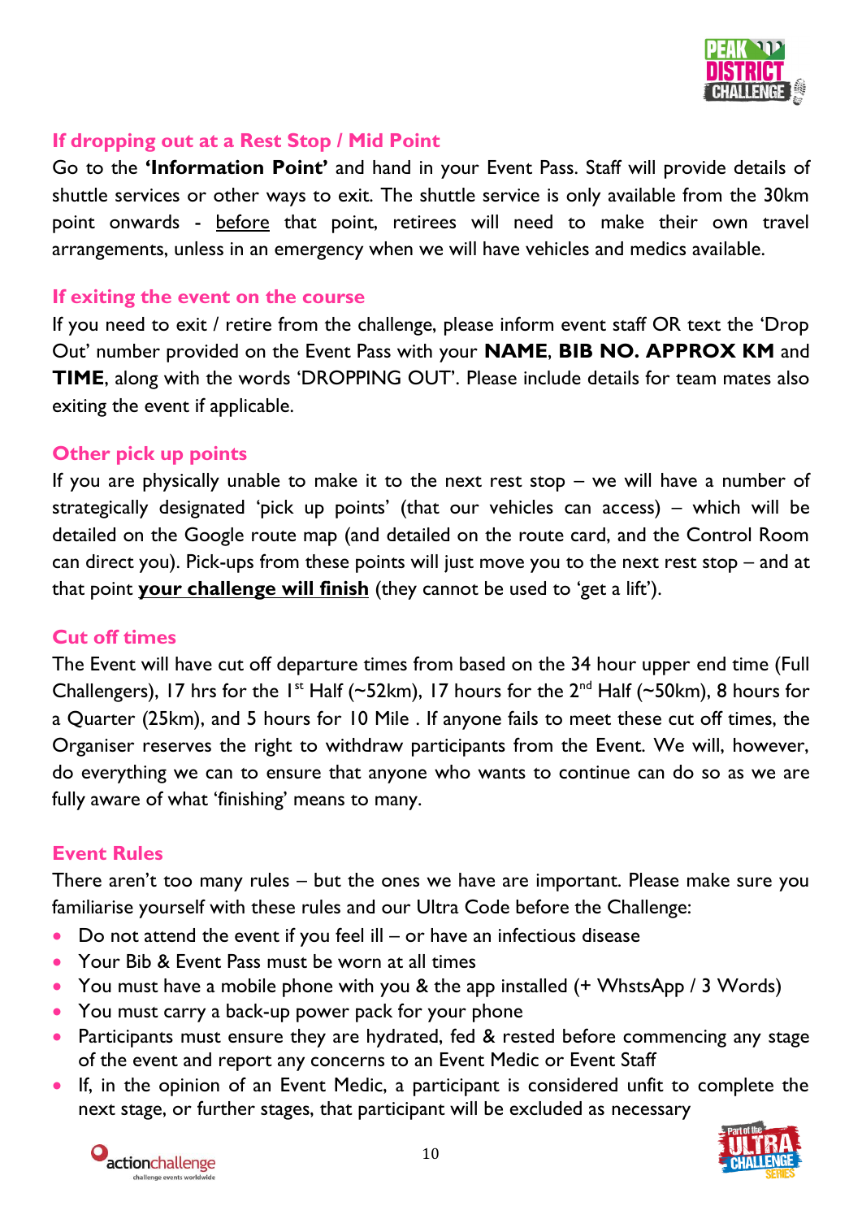## If dropping out at a Rest Stop / Mid Point

Go to the **'Information Point'** and hand in your Event Pass. Staff will provide details of shuttle services or other ways to exit. The shuttle service is only available from the 30km point onwards - before that point, retirees will need to make their own travel arrangements, unless in an emergency when we will have vehicles and medics available.

## If exiting the event on the course

If you need to exit / retire from the challenge, please inform event staff OR text the 'Drop Out' number provided on the Event Pass with your **NAME**, **BIB NO. APPROX KM** and **TIME**, along with the words 'DROPPING OUT'. Please include details for team mates also exiting the event if applicable.

## Other pick up points

If you are physically unable to make it to the next rest stop – we will have a number of strategically designated 'pick up points' (that our vehicles can access) – which will be detailed on the Google route map (and detailed on the route card, and the Control Room can direct you). Pick-ups from these points will just move you to the next rest stop – and at that point **your challenge will finish** (they cannot be used to 'get a lift').

## Cut off times

The Event will have cut off departure times from based on the 34 hour upper end time (Full Challengers), 17 hrs for the 1st Half (~52km), 17 hours for the 2nd Half (~50km), 8 hours for a Quarter (25km), and 5 hours for 10 Mile . If anyone fails to meet these cut off times, the Organiser reserves the right to withdraw participants from the Event. We will, however, do everything we can to ensure that anyone who wants to continue can do so as we are fully aware of what 'finishing' means to many.

## Event Rules

There aren't too many rules – but the ones we have are important. Please make sure you familiarise yourself with these rules and our Ultra Code before the Challenge:

- Do not attend the event if you feel ill – or have an infectious disease
- Your Bib & Event Pass must be worn at all times
- You must have a mobile phone with you & the app installed (+ WhstsApp / 3 Words)
- You must carry a back-up power pack for your phone
- Participants must ensure they are hydrated, fed & rested before commencing any stage of the event and report any concerns to an Event Medic or Event Staff
- If, in the opinion of an Event Medic, a participant is considered unfit to complete the next stage, or further stages, that participant will be excluded as necessary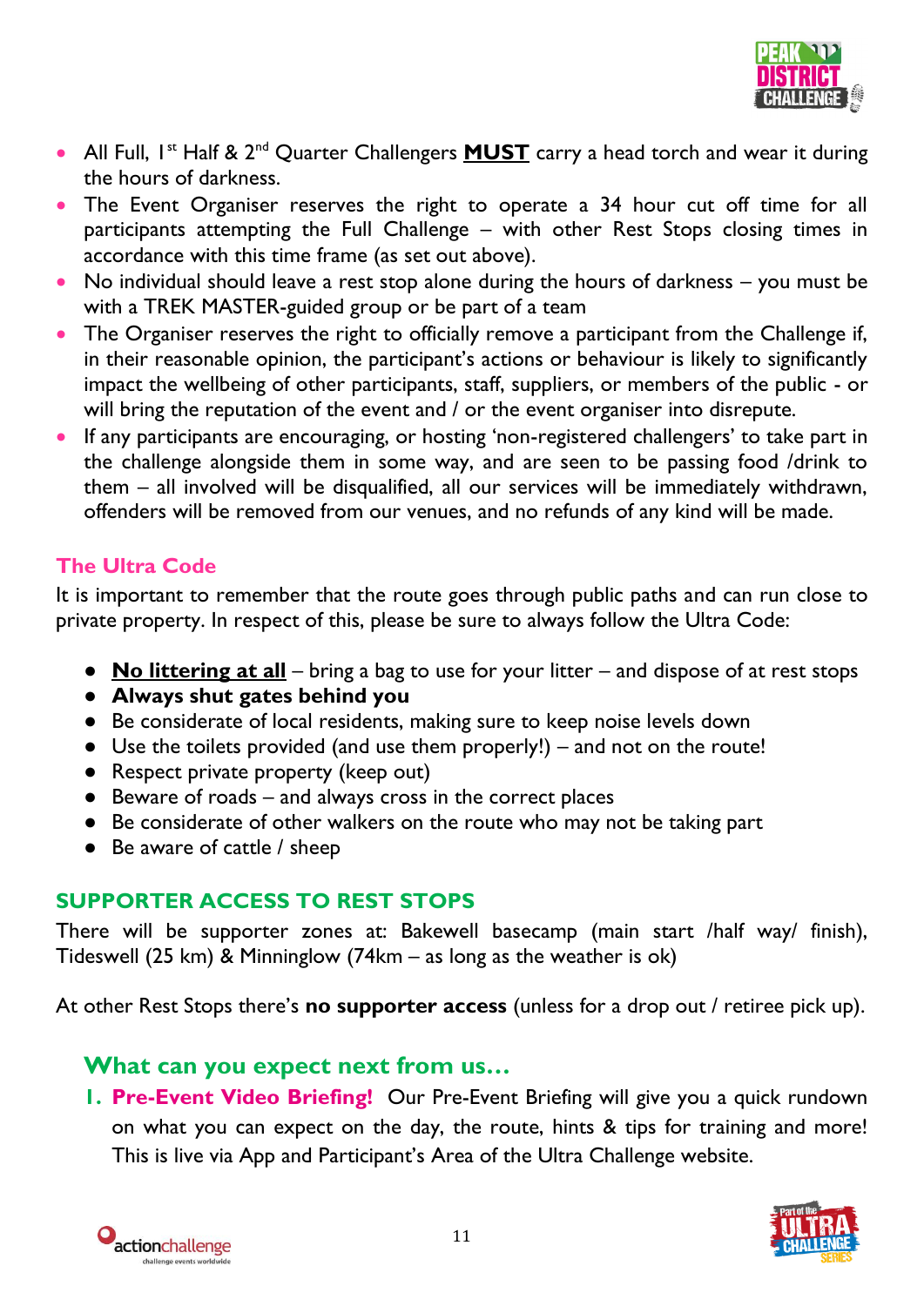- All Full, 1st Half & 2nd Quarter Challengers **MUST** carry a head torch and wear it during the hours of darkness.
- The Event Organiser reserves the right to operate a 34 hour cut off time for all participants attempting the Full Challenge – with other Rest Stops closing times in accordance with this time frame (as set out above).
- No individual should leave a rest stop alone during the hours of darkness – you must be with a TREK MASTER-guided group or be part of a team
- The Organiser reserves the right to officially remove a participant from the Challenge if, in their reasonable opinion, the participant's actions or behaviour is likely to significantly impact the wellbeing of other participants, staff, suppliers, or members of the public - or will bring the reputation of the event and / or the event organiser into disrepute.
- If any participants are encouraging, or hosting 'non-registered challengers' to take part in the challenge alongside them in some way, and are seen to be passing food /drink to them – all involved will be disqualified, all our services will be immediately withdrawn, offenders will be removed from our venues, and no refunds of any kind will be made.

## The Ultra Code

It is important to remember that the route goes through public paths and can run close to private property. In respect of this, please be sure to always follow the Ultra Code:

- **No littering at all** – bring a bag to use for your litter – and dispose of at rest stops
- **Always shut gates behind you**
- Be considerate of local residents, making sure to keep noise levels down
- Use the toilets provided (and use them properly!) – and not on the route!
- Respect private property (keep out)
- Beware of roads – and always cross in the correct places
- Be considerate of other walkers on the route who may not be taking part
- Be aware of cattle / sheep

## SUPPORTER ACCESS TO REST STOPS

There will be supporter zones at: Bakewell basecamp (main start /half way/ finish), Tideswell (25 km) & Minninglow (74km – as long as the weather is ok)

At other Rest Stops there's **no supporter access** (unless for a drop out / retiree pick up).

## What can you expect next from us…

1. **Pre-Event Video Briefing!** Our Pre-Event Briefing will give you a quick rundown on what you can expect on the day, the route, hints & tips for training and more! This is live via App and Participant's Area of the Ultra Challenge website.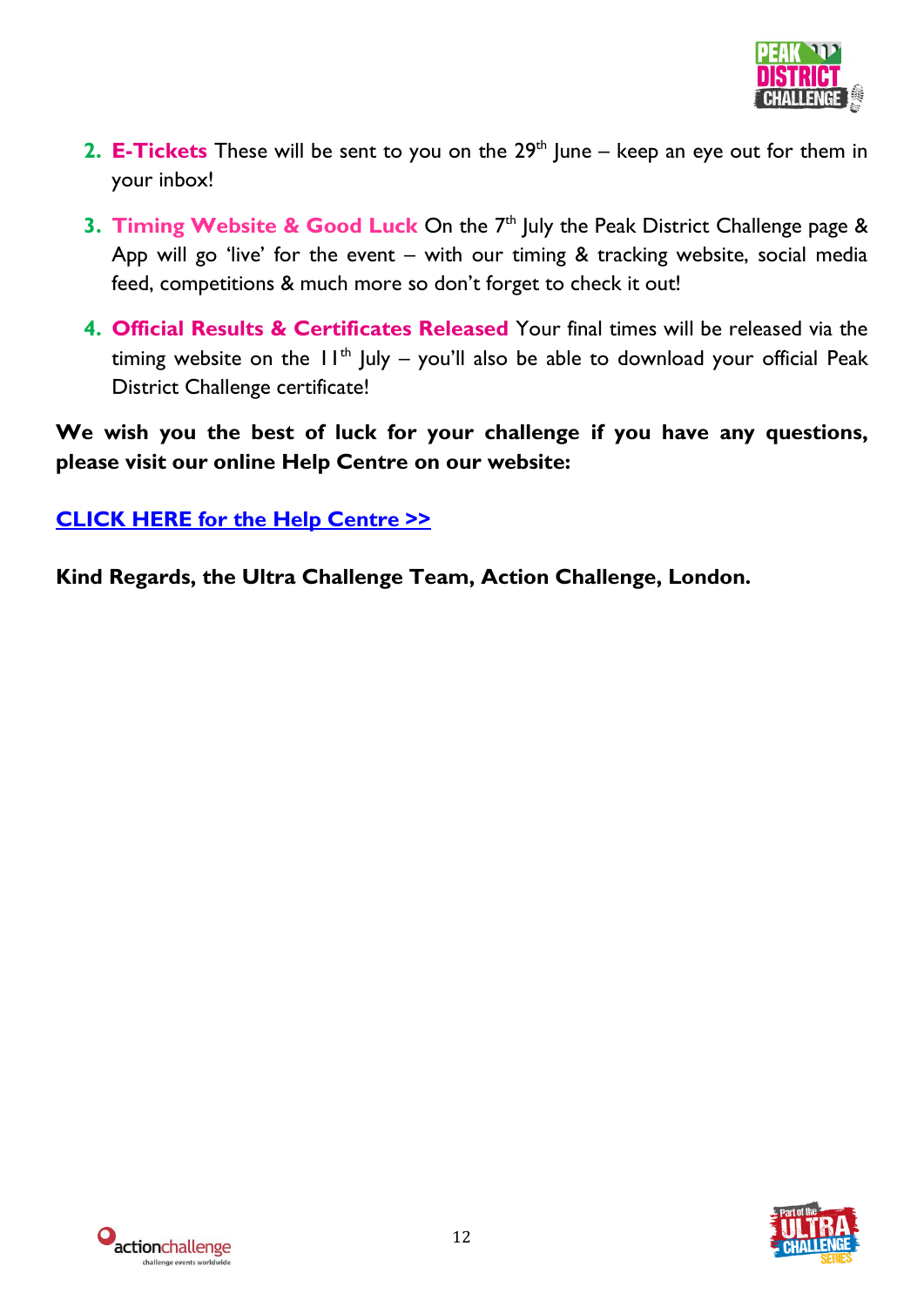2. **E-Tickets** These will be sent to you on the 29th June – keep an eye out for them in your inbox!
3. **Timing Website & Good Luck** On the 7th July the Peak District Challenge page & App will go 'live' for the event – with our timing & tracking website, social media feed, competitions & much more so don't forget to check it out!
4. **Official Results & Certificates Released** Your final times will be released via the timing website on the 11th July – you'll also be able to download your official Peak District Challenge certificate!

**We wish you the best of luck for your challenge if you have any questions, please visit our online Help Centre on our website:**

**CLICK HERE for the Help Centre >>**

**Kind Regards, the Ultra Challenge Team, Action Challenge, London.**